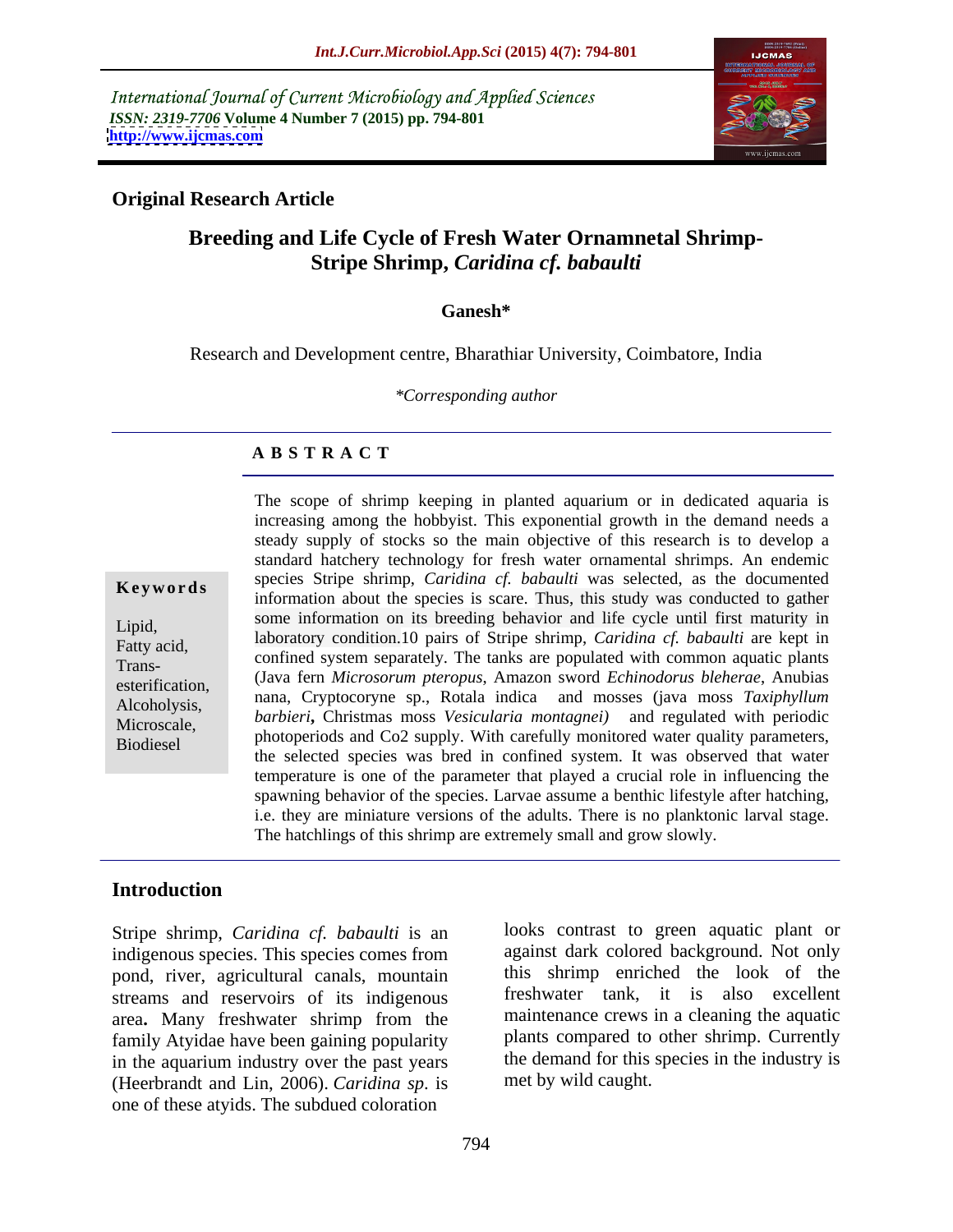International Journal of Current Microbiology and Applied Sciences
*ISSN: 2319-7706* **Volume 4 Number 7 (2015) pp. 794-801**
**http://www.ijcmas.com**

**Original Research Article**

# Breeding and Life Cycle of Fresh Water Ornamnetal Shrimp-Stripe Shrimp, *Caridina cf. babaulti*

**Ganesh***

Research and Development centre, Bharathiar University, Coimbatore, India

*\*Corresponding author*

## ABSTRACT

**Keywords**

Lipid, Fatty acid, Trans-esterification, Alcoholysis, Microscale, Biodiesel

The scope of shrimp keeping in planted aquarium or in dedicated aquaria is increasing among the hobbyist. This exponential growth in the demand needs a steady supply of stocks so the main objective of this research is to develop a standard hatchery technology for fresh water ornamental shrimps. An endemic species Stripe shrimp, *Caridina cf. babaulti* was selected, as the documented information about the species is scare. Thus, this study was conducted to gather some information on its breeding behavior and life cycle until first maturity in laboratory condition.10 pairs of Stripe shrimp, *Caridina cf. babaulti* are kept in confined system separately. The tanks are populated with common aquatic plants (Java fern *Microsorum pteropus*, Amazon sword *Echinodorus bleherae*, Anubias nana, Cryptocoryne sp., Rotala indica and mosses (java moss *Taxiphyllum barbieri*, Christmas moss *Vesicularia montagnei)* and regulated with periodic photoperiods and Co2 supply. With carefully monitored water quality parameters, the selected species was bred in confined system. It was observed that water temperature is one of the parameter that played a crucial role in influencing the spawning behavior of the species. Larvae assume a benthic lifestyle after hatching, i.e. they are miniature versions of the adults. There is no planktonic larval stage. The hatchlings of this shrimp are extremely small and grow slowly.

## Introduction

Stripe shrimp, *Caridina cf. babaulti* is an indigenous species. This species comes from pond, river, agricultural canals, mountain streams and reservoirs of its indigenous area**.** Many freshwater shrimp from the family Atyidae have been gaining popularity in the aquarium industry over the past years (Heerbrandt and Lin, 2006). *Caridina sp.* is one of these atyids. The subdued coloration looks contrast to green aquatic plant or against dark colored background. Not only this shrimp enriched the look of the freshwater tank, it is also excellent maintenance crews in a cleaning the aquatic plants compared to other shrimp. Currently the demand for this species in the industry is met by wild caught.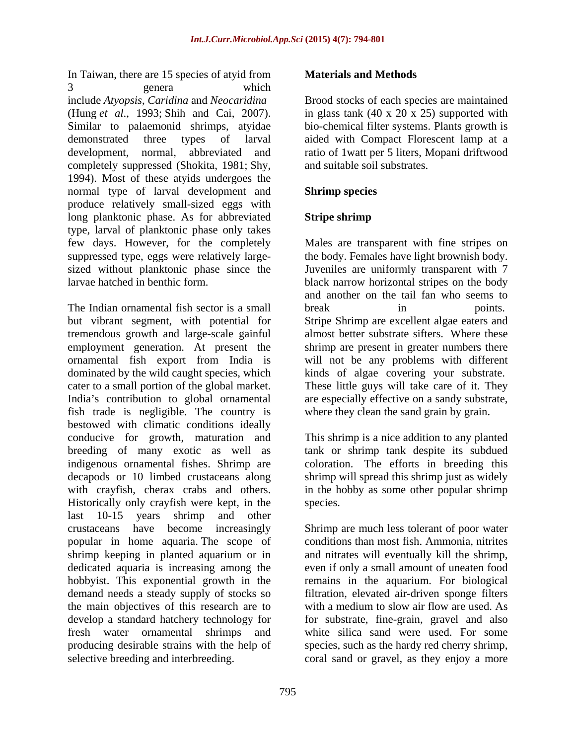In Taiwan, there are 15 species of atyid from 3 genera which include *Atyopsis*, *Caridina* and *Neocaridina* (Hung *et al*., 1993; Shih and Cai, 2007). Similar to palaemonid shrimps, atyidae demonstrated three types of larval development, normal, abbreviated and completely suppressed (Shokita, 1981; Shy, 1994). Most of these atyids undergoes the normal type of larval development and produce relatively small-sized eggs with long planktonic phase. As for abbreviated type, larval of planktonic phase only takes few days. However, for the completely suppressed type, eggs were relatively large-sized without planktonic phase since the larvae hatched in benthic form.

The Indian ornamental fish sector is a small but vibrant segment, with potential for tremendous growth and large-scale gainful employment generation. At present the ornamental fish export from India is dominated by the wild caught species, which cater to a small portion of the global market. India's contribution to global ornamental fish trade is negligible. The country is bestowed with climatic conditions ideally conducive for growth, maturation and breeding of many exotic as well as indigenous ornamental fishes. Shrimp are decapods or 10 limbed crustaceans along with crayfish, cherax crabs and others. Historically only crayfish were kept, in the last 10-15 years shrimp and other crustaceans have become increasingly popular in home aquaria. The scope of shrimp keeping in planted aquarium or in dedicated aquaria is increasing among the hobbyist. This exponential growth in the demand needs a steady supply of stocks so the main objectives of this research are to develop a standard hatchery technology for fresh water ornamental shrimps and producing desirable strains with the help of selective breeding and interbreeding.

## Materials and Methods

Brood stocks of each species are maintained in glass tank (40 x 20 x 25) supported with bio-chemical filter systems. Plants growth is aided with Compact Florescent lamp at a ratio of 1watt per 5 liters, Mopani driftwood and suitable soil substrates.

### Shrimp species

### Stripe shrimp

Males are transparent with fine stripes on the body. Females have light brownish body. Juveniles are uniformly transparent with 7 black narrow horizontal stripes on the body and another on the tail fan who seems to break in points. Stripe Shrimp are excellent algae eaters and almost better substrate sifters. Where these shrimp are present in greater numbers there will not be any problems with different kinds of algae covering your substrate. These little guys will take care of it. They are especially effective on a sandy substrate, where they clean the sand grain by grain.

This shrimp is a nice addition to any planted tank or shrimp tank despite its subdued coloration. The efforts in breeding this shrimp will spread this shrimp just as widely in the hobby as some other popular shrimp species.

Shrimp are much less tolerant of poor water conditions than most fish. Ammonia, nitrites and nitrates will eventually kill the shrimp, even if only a small amount of uneaten food remains in the aquarium. For biological filtration, elevated air-driven sponge filters with a medium to slow air flow are used. As for substrate, fine-grain, gravel and also white silica sand were used. For some species, such as the hardy red cherry shrimp, coral sand or gravel, as they enjoy a more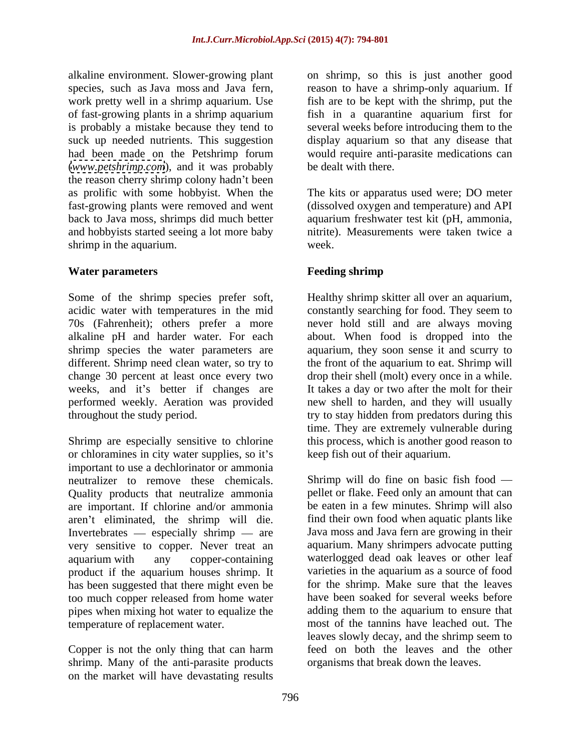alkaline environment. Slower-growing plant species, such as Java moss and Java fern, work pretty well in a shrimp aquarium. Use of fast-growing plants in a shrimp aquarium is probably a mistake because they tend to suck up needed nutrients. This suggestion had been made on the Petshrimp forum (*www.petshrimp.com*), and it was probably the reason cherry shrimp colony hadn't been as prolific with some hobbyist. When the fast-growing plants were removed and went back to Java moss, shrimps did much better and hobbyists started seeing a lot more baby shrimp in the aquarium.

**Water parameters**

Some of the shrimp species prefer soft, acidic water with temperatures in the mid 70s (Fahrenheit); others prefer a more alkaline pH and harder water. For each shrimp species the water parameters are different. Shrimp need clean water, so try to change 30 percent at least once every two weeks, and it's better if changes are performed weekly. Aeration was provided throughout the study period.

Shrimp are especially sensitive to chlorine or chloramines in city water supplies, so it's important to use a dechlorinator or ammonia neutralizer to remove these chemicals. Quality products that neutralize ammonia are important. If chlorine and/or ammonia aren't eliminated, the shrimp will die. Invertebrates — especially shrimp — are very sensitive to copper. Never treat an aquarium with any copper-containing product if the aquarium houses shrimp. It has been suggested that there might even be too much copper released from home water pipes when mixing hot water to equalize the temperature of replacement water.

Copper is not the only thing that can harm shrimp. Many of the anti-parasite products on the market will have devastating results on shrimp, so this is just another good reason to have a shrimp-only aquarium. If fish are to be kept with the shrimp, put the fish in a quarantine aquarium first for several weeks before introducing them to the display aquarium so that any disease that would require anti-parasite medications can be dealt with there.

The kits or apparatus used were; DO meter (dissolved oxygen and temperature) and API aquarium freshwater test kit (pH, ammonia, nitrite). Measurements were taken twice a week.

**Feeding shrimp**

Healthy shrimp skitter all over an aquarium, constantly searching for food. They seem to never hold still and are always moving about. When food is dropped into the aquarium, they soon sense it and scurry to the front of the aquarium to eat. Shrimp will drop their shell (molt) every once in a while. It takes a day or two after the molt for their new shell to harden, and they will usually try to stay hidden from predators during this time. They are extremely vulnerable during this process, which is another good reason to keep fish out of their aquarium.

Shrimp will do fine on basic fish food — pellet or flake. Feed only an amount that can be eaten in a few minutes. Shrimp will also find their own food when aquatic plants like Java moss and Java fern are growing in their aquarium. Many shrimpers advocate putting waterlogged dead oak leaves or other leaf varieties in the aquarium as a source of food for the shrimp. Make sure that the leaves have been soaked for several weeks before adding them to the aquarium to ensure that most of the tannins have leached out. The leaves slowly decay, and the shrimp seem to feed on both the leaves and the other organisms that break down the leaves.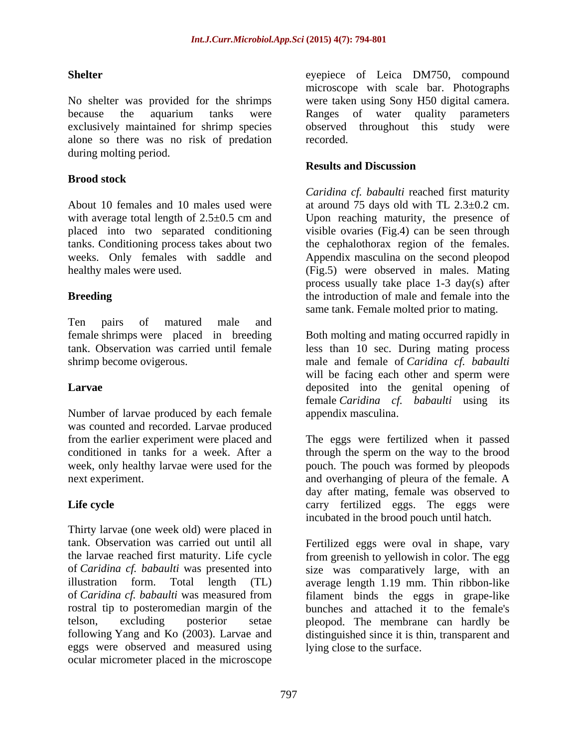### Shelter

No shelter was provided for the shrimps because the aquarium tanks were exclusively maintained for shrimp species alone so there was no risk of predation during molting period.

### Brood stock

About 10 females and 10 males used were with average total length of 2.5±0.5 cm and placed into two separated conditioning tanks. Conditioning process takes about two weeks. Only females with saddle and healthy males were used.

### Breeding

Ten pairs of matured male and female shrimps were placed in breeding tank. Observation was carried until female shrimp become ovigerous.

### Larvae

Number of larvae produced by each female was counted and recorded. Larvae produced from the earlier experiment were placed and conditioned in tanks for a week. After a week, only healthy larvae were used for the next experiment.

### Life cycle

Thirty larvae (one week old) were placed in tank. Observation was carried out until all the larvae reached first maturity. Life cycle of *Caridina cf. babaulti* was presented into illustration form. Total length (TL) of *Caridina cf. babaulti* was measured from rostral tip to posteromedian margin of the telson, excluding posterior setae following Yang and Ko (2003). Larvae and eggs were observed and measured using ocular micrometer placed in the microscope eyepiece of Leica DM750, compound microscope with scale bar. Photographs were taken using Sony H50 digital camera. Ranges of water quality parameters observed throughout this study were recorded.

## Results and Discussion

*Caridina cf. babaulti* reached first maturity at around 75 days old with TL 2.3±0.2 cm. Upon reaching maturity, the presence of visible ovaries (Fig.4) can be seen through the cephalothorax region of the females. Appendix masculina on the second pleopod (Fig.5) were observed in males. Mating process usually take place 1-3 day(s) after the introduction of male and female into the same tank. Female molted prior to mating.

Both molting and mating occurred rapidly in less than 10 sec. During mating process male and female of *Caridina cf. babaulti* will be facing each other and sperm were deposited into the genital opening of female *Caridina cf. babaulti* using its appendix masculina.

The eggs were fertilized when it passed through the sperm on the way to the brood pouch. The pouch was formed by pleopods and overhanging of pleura of the female. A day after mating, female was observed to carry fertilized eggs. The eggs were incubated in the brood pouch until hatch.

Fertilized eggs were oval in shape, vary from greenish to yellowish in color. The egg size was comparatively large, with an average length 1.19 mm. Thin ribbon-like filament binds the eggs in grape-like bunches and attached it to the female's pleopod. The membrane can hardly be distinguished since it is thin, transparent and lying close to the surface.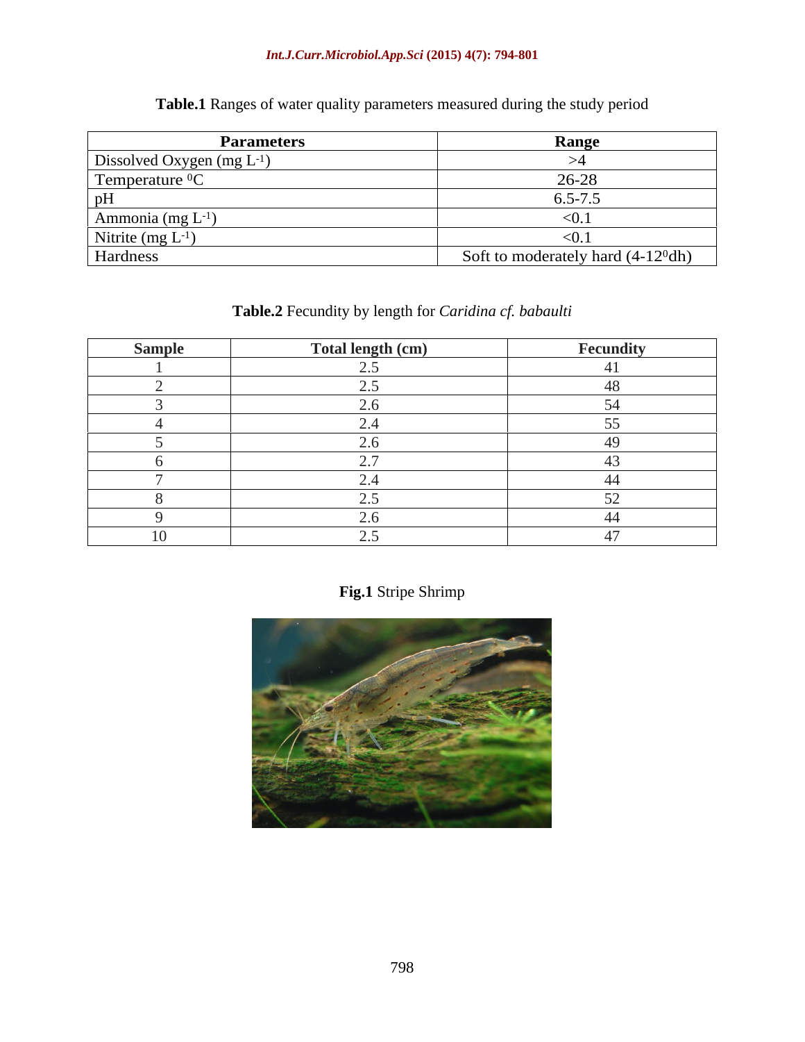**Table.1** Ranges of water quality parameters measured during the study period

| Parameters | Range |
|---|---|
| Dissolved Oxygen (mg $L^{-1}$) | >4 |
| Temperature $^0$C | 26-28 |
| pH | 6.5-7.5 |
| Ammonia (mg $L^{-1}$) | <0.1 |
| Nitrite (mg $L^{-1}$) | <0.1 |
| Hardness | Soft to moderately hard (4-12$^0$dh) |

**Table.2** Fecundity by length for *Caridina cf. babaulti*

| Sample | Total length (cm) | Fecundity |
|---|---|---|
| 1 | 2.5 | 41 |
| 2 | 2.5 | 48 |
| 3 | 2.6 | 54 |
| 4 | 2.4 | 55 |
| 5 | 2.6 | 49 |
| 6 | 2.7 | 43 |
| 7 | 2.4 | 44 |
| 8 | 2.5 | 52 |
| 9 | 2.6 | 44 |
| 10 | 2.5 | 47 |

**Fig.1** Stripe Shrimp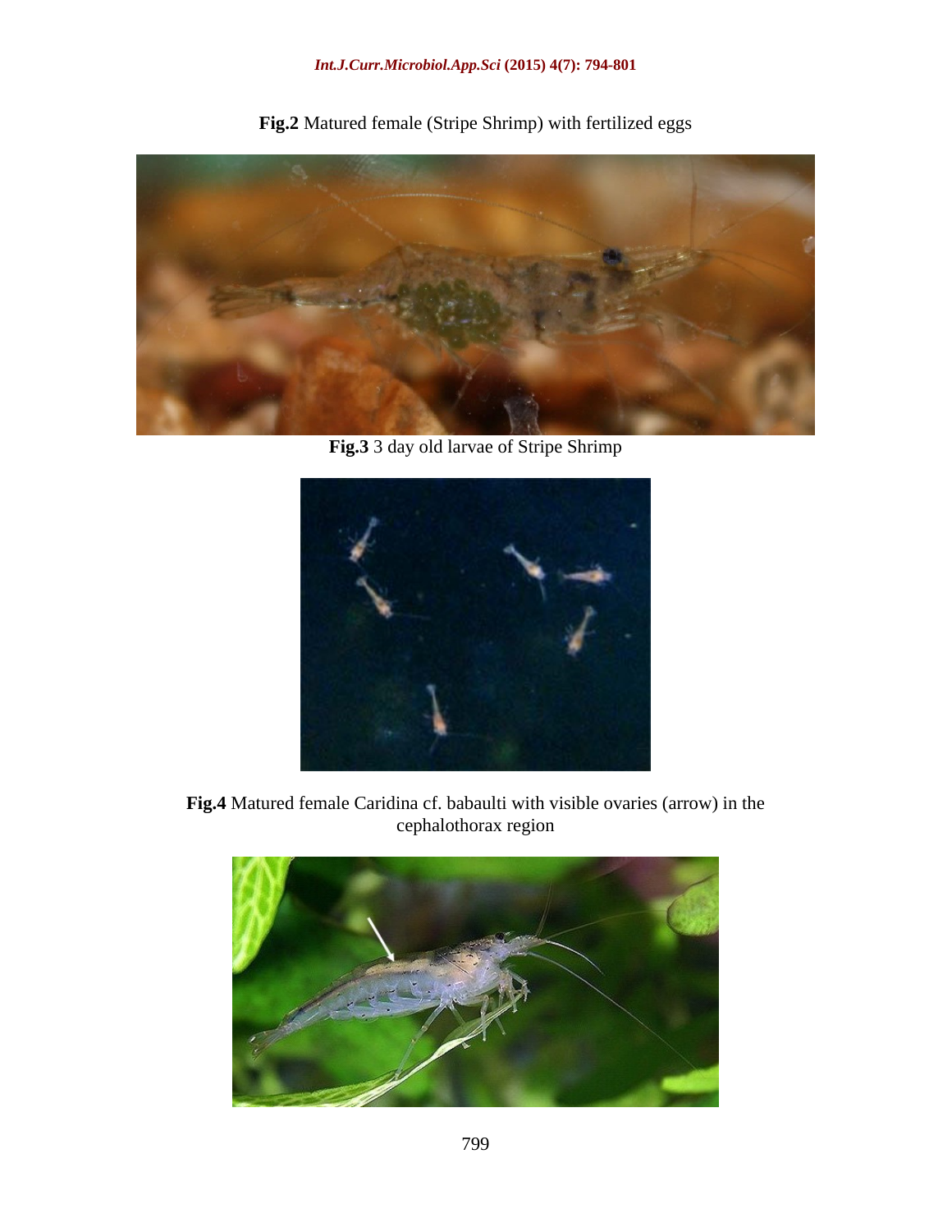**Fig.2** Matured female (Stripe Shrimp) with fertilized eggs

**Fig.3** 3 day old larvae of Stripe Shrimp

**Fig.4** Matured female Caridina cf. babaulti with visible ovaries (arrow) in the cephalothorax region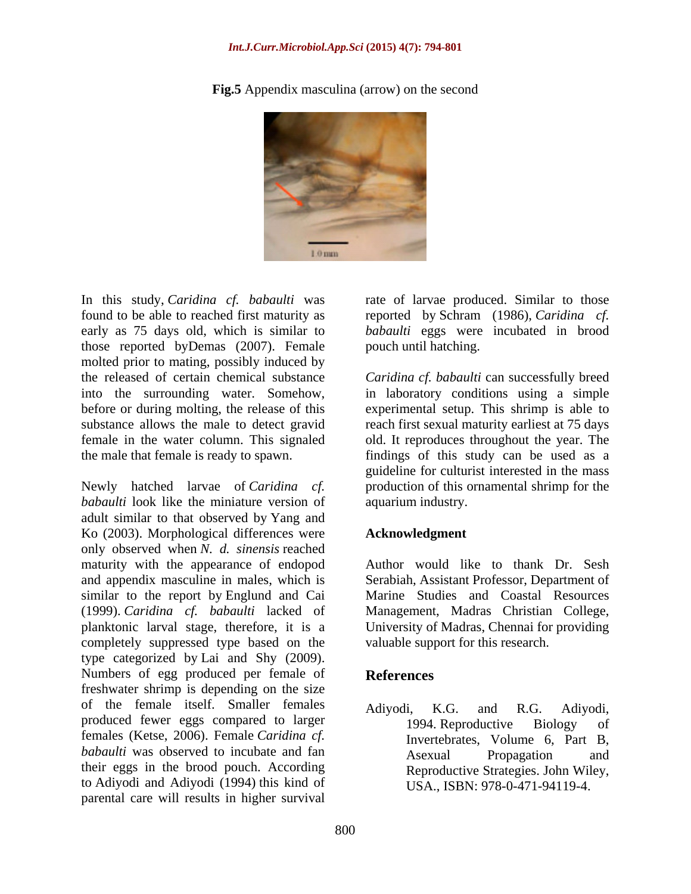**Fig.5** Appendix masculina (arrow) on the second

In this study, *Caridina cf. babaulti* was found to be able to reached first maturity as early as 75 days old, which is similar to those reported byDemas (2007). Female molted prior to mating, possibly induced by the released of certain chemical substance into the surrounding water. Somehow, before or during molting, the release of this substance allows the male to detect gravid female in the water column. This signaled the male that female is ready to spawn.

Newly hatched larvae of *Caridina cf. babaulti* look like the miniature version of adult similar to that observed by Yang and Ko (2003). Morphological differences were only observed when *N. d. sinensis* reached maturity with the appearance of endopod and appendix masculine in males, which is similar to the report by Englund and Cai (1999). *Caridina cf. babaulti* lacked of planktonic larval stage, therefore, it is a completely suppressed type based on the type categorized by Lai and Shy (2009). Numbers of egg produced per female of freshwater shrimp is depending on the size of the female itself. Smaller females produced fewer eggs compared to larger females (Ketse, 2006). Female *Caridina cf. babaulti* was observed to incubate and fan their eggs in the brood pouch. According to Adiyodi and Adiyodi (1994) this kind of parental care will results in higher survival rate of larvae produced. Similar to those reported by Schram (1986), *Caridina cf. babaulti* eggs were incubated in brood pouch until hatching.

*Caridina cf. babaulti* can successfully breed in laboratory conditions using a simple experimental setup. This shrimp is able to reach first sexual maturity earliest at 75 days old. It reproduces throughout the year. The findings of this study can be used as a guideline for culturist interested in the mass production of this ornamental shrimp for the aquarium industry.

## Acknowledgment

Author would like to thank Dr. Sesh Serabiah, Assistant Professor, Department of Marine Studies and Coastal Resources Management, Madras Christian College, University of Madras, Chennai for providing valuable support for this research.

## References

Adiyodi, K.G. and R.G. Adiyodi, 1994. Reproductive Biology of Invertebrates, Volume 6, Part B, Asexual Propagation and Reproductive Strategies. John Wiley, USA., ISBN: 978-0-471-94119-4.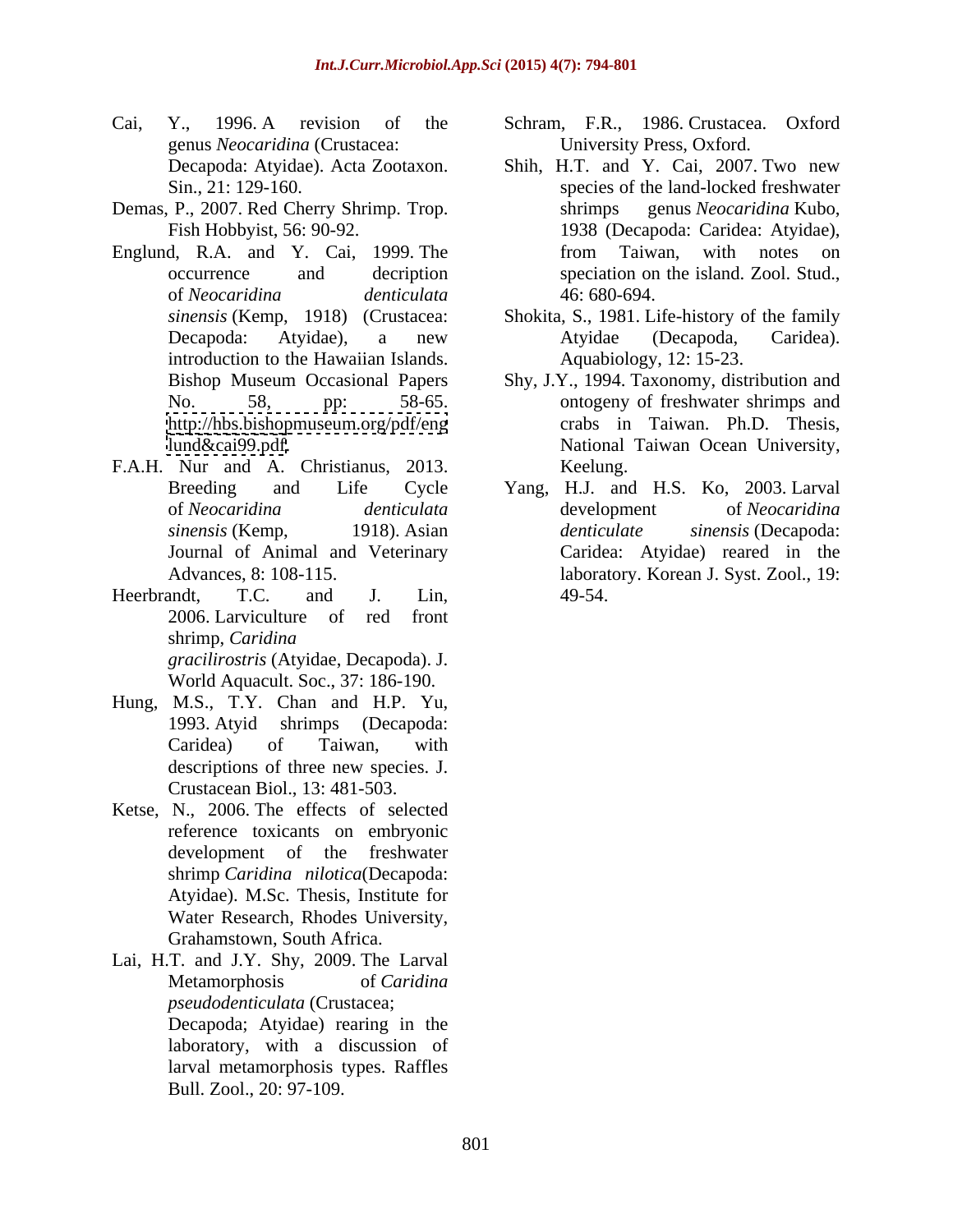Cai, Y., 1996. A revision of the genus *Neocaridina* (Crustacea: Decapoda: Atyidae). Acta Zootaxon. Sin., 21: 129-160.

Demas, P., 2007. Red Cherry Shrimp. Trop. Fish Hobbyist, 56: 90-92.

Englund, R.A. and Y. Cai, 1999. The occurrence and decription of *Neocaridina denticulata sinensis* (Kemp, 1918) (Crustacea: Decapoda: Atyidae), a new introduction to the Hawaiian Islands. Bishop Museum Occasional Papers No. 58, pp: 58-65. http://hbs.bishopmuseum.org/pdf/englund&cai99.pdf.

F.A.H. Nur and A. Christianus, 2013. Breeding and Life Cycle of *Neocaridina denticulata sinensis* (Kemp, 1918). Asian Journal of Animal and Veterinary Advances, 8: 108-115.

Heerbrandt, T.C. and J. Lin, 2006. Larviculture of red front shrimp, *Caridina gracilirostris* (Atyidae, Decapoda). J. World Aquacult. Soc., 37: 186-190.

Hung, M.S., T.Y. Chan and H.P. Yu, 1993. Atyid shrimps (Decapoda: Caridea) of Taiwan, with descriptions of three new species. J. Crustacean Biol., 13: 481-503.

Ketse, N., 2006. The effects of selected reference toxicants on embryonic development of the freshwater shrimp *Caridina nilotica*(Decapoda: Atyidae). M.Sc. Thesis, Institute for Water Research, Rhodes University, Grahamstown, South Africa.

Lai, H.T. and J.Y. Shy, 2009. The Larval Metamorphosis of *Caridina pseudodenticulata* (Crustacea; Decapoda; Atyidae) rearing in the laboratory, with a discussion of larval metamorphosis types. Raffles Bull. Zool., 20: 97-109.

Schram, F.R., 1986. Crustacea. Oxford University Press, Oxford.

Shih, H.T. and Y. Cai, 2007. Two new species of the land-locked freshwater shrimps genus *Neocaridina* Kubo, 1938 (Decapoda: Caridea: Atyidae), from Taiwan, with notes on speciation on the island. Zool. Stud., 46: 680-694.

Shokita, S., 1981. Life-history of the family Atyidae (Decapoda, Caridea). Aquabiology, 12: 15-23.

Shy, J.Y., 1994. Taxonomy, distribution and ontogeny of freshwater shrimps and crabs in Taiwan. Ph.D. Thesis, National Taiwan Ocean University, Keelung.

Yang, H.J. and H.S. Ko, 2003. Larval development of *Neocaridina denticulate sinensis* (Decapoda: Caridea: Atyidae) reared in the laboratory. Korean J. Syst. Zool., 19: 49-54.